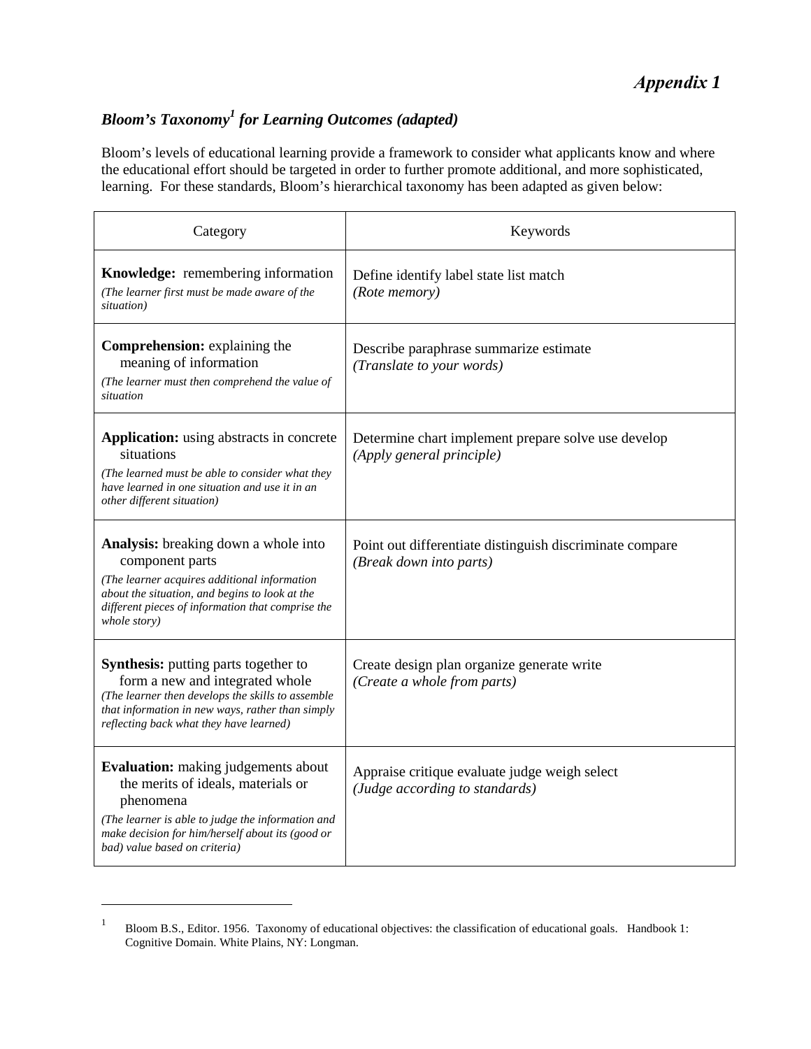# *Appendix 1*

## *Bloom's Taxonomy[1] for Learning Outcomes (adapted)*

Bloom's levels of educational learning provide a framework to consider what applicants know and where the educational effort should be targeted in order to further promote additional, and more sophisticated, learning. For these standards, Bloom's hierarchical taxonomy has been adapted as given below:

| Category | Keywords |
|---|---|
| **Knowledge:** remembering information *(The learner first must be made aware of the situation)* | Define identify label state list match *(Rote memory)* |
| **Comprehension:** explaining the meaning of information *(The learner must then comprehend the value of situation* | Describe paraphrase summarize estimate *(Translate to your words)* |
| **Application:** using abstracts in concrete situations *(The learned must be able to consider what they have learned in one situation and use it in an other different situation)* | Determine chart implement prepare solve use develop *(Apply general principle)* |
| **Analysis:** breaking down a whole into component parts *(The learner acquires additional information about the situation, and begins to look at the different pieces of information that comprise the whole story)* | Point out differentiate distinguish discriminate compare *(Break down into parts)* |
| **Synthesis:** putting parts together to form a new and integrated whole *(The learner then develops the skills to assemble that information in new ways, rather than simply reflecting back what they have learned)* | Create design plan organize generate write *(Create a whole from parts)* |
| **Evaluation:** making judgements about the merits of ideals, materials or phenomena *(The learner is able to judge the information and make decision for him/herself about its (good or bad) value based on criteria)* | Appraise critique evaluate judge weigh select *(Judge according to standards)* |

---

[1] Bloom B.S., Editor. 1956. Taxonomy of educational objectives: the classification of educational goals. Handbook 1: Cognitive Domain. White Plains, NY: Longman.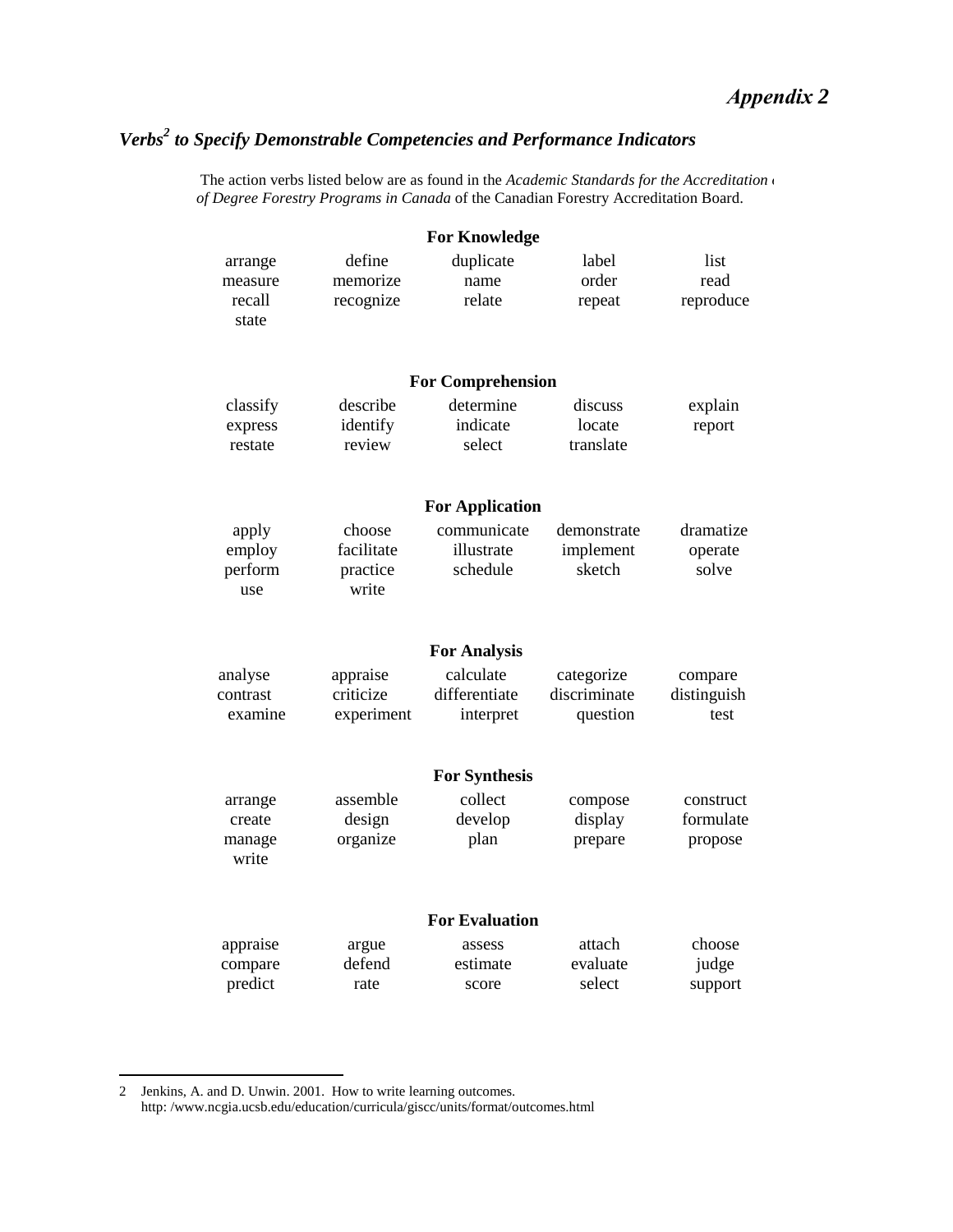*Appendix 2*

## *Verbs[2] to Specify Demonstrable Competencies and Performance Indicators*

The action verbs listed below are as found in the *Academic Standards for the Accreditation of Degree Forestry Programs in Canada* of the Canadian Forestry Accreditation Board.

### For Knowledge

| | | | | |
|---|---|---|---|---|
| arrange | define | duplicate | label | list |
| measure | memorize | name | order | read |
| recall | recognize | relate | repeat | reproduce |
| state | | | | |

### For Comprehension

| | | | | |
|---|---|---|---|---|
| classify | describe | determine | discuss | explain |
| express | identify | indicate | locate | report |
| restate | review | select | translate | |

### For Application

| | | | | |
|---|---|---|---|---|
| apply | choose | communicate | demonstrate | dramatize |
| employ | facilitate | illustrate | implement | operate |
| perform | practice | schedule | sketch | solve |
| use | write | | | |

### For Analysis

| | | | | |
|---|---|---|---|---|
| analyse | appraise | calculate | categorize | compare |
| contrast | criticize | differentiate | discriminate | distinguish |
| examine | experiment | interpret | question | test |

### For Synthesis

| | | | | |
|---|---|---|---|---|
| arrange | assemble | collect | compose | construct |
| create | design | develop | display | formulate |
| manage | organize | plan | prepare | propose |
| write | | | | |

### For Evaluation

| | | | | |
|---|---|---|---|---|
| appraise | argue | assess | attach | choose |
| compare | defend | estimate | evaluate | judge |
| predict | rate | score | select | support |

---

2 Jenkins, A. and D. Unwin. 2001. How to write learning outcomes. http: /www.ncgia.ucsb.edu/education/curricula/giscc/units/format/outcomes.html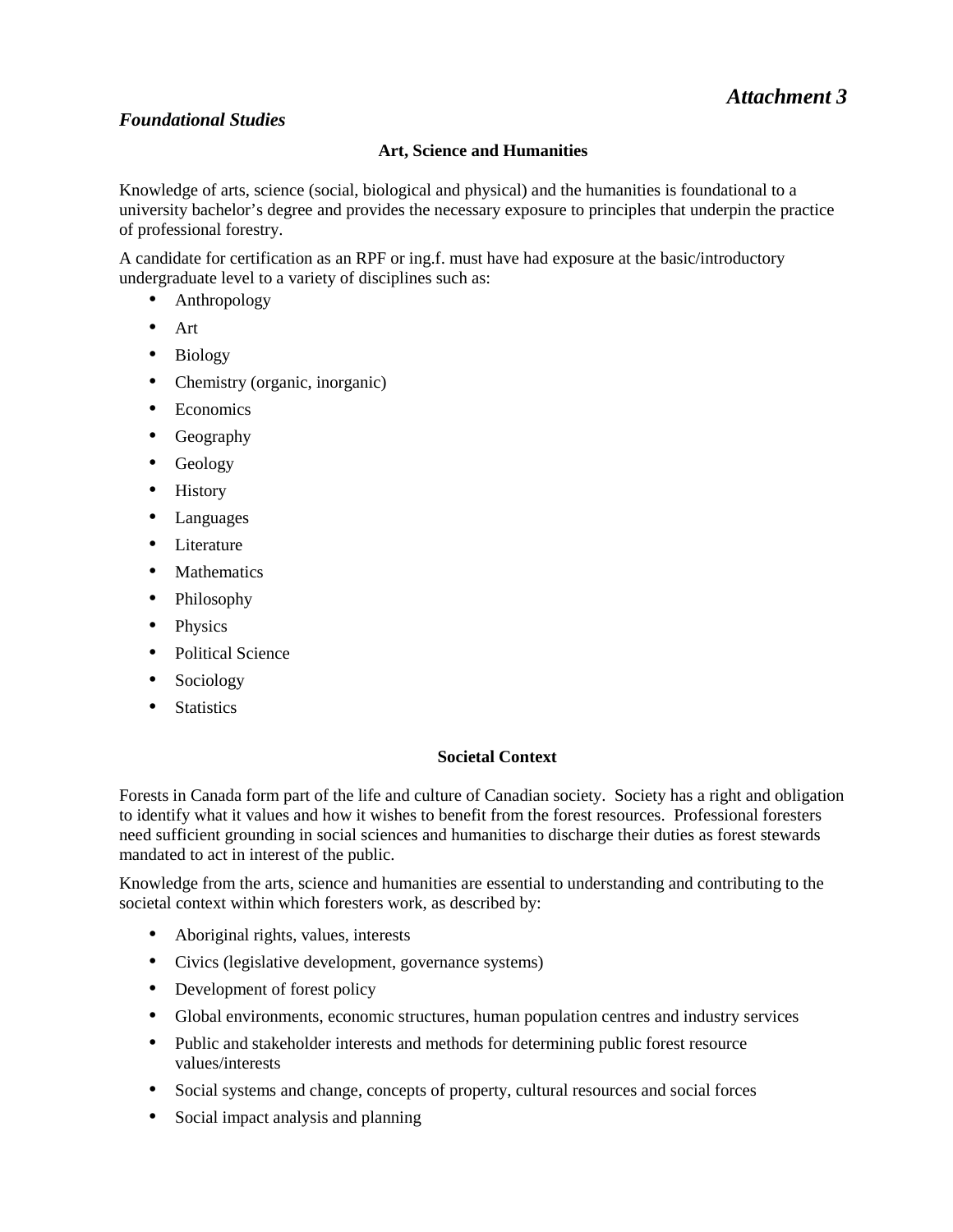*Attachment 3*

## *Foundational Studies*

### Art, Science and Humanities

Knowledge of arts, science (social, biological and physical) and the humanities is foundational to a university bachelor's degree and provides the necessary exposure to principles that underpin the practice of professional forestry.

A candidate for certification as an RPF or ing.f. must have had exposure at the basic/introductory undergraduate level to a variety of disciplines such as:

- Anthropology
- Art
- Biology
- Chemistry (organic, inorganic)
- Economics
- Geography
- Geology
- History
- Languages
- Literature
- Mathematics
- Philosophy
- Physics
- Political Science
- Sociology
- Statistics

### Societal Context

Forests in Canada form part of the life and culture of Canadian society. Society has a right and obligation to identify what it values and how it wishes to benefit from the forest resources. Professional foresters need sufficient grounding in social sciences and humanities to discharge their duties as forest stewards mandated to act in interest of the public.

Knowledge from the arts, science and humanities are essential to understanding and contributing to the societal context within which foresters work, as described by:

- Aboriginal rights, values, interests
- Civics (legislative development, governance systems)
- Development of forest policy
- Global environments, economic structures, human population centres and industry services
- Public and stakeholder interests and methods for determining public forest resource values/interests
- Social systems and change, concepts of property, cultural resources and social forces
- Social impact analysis and planning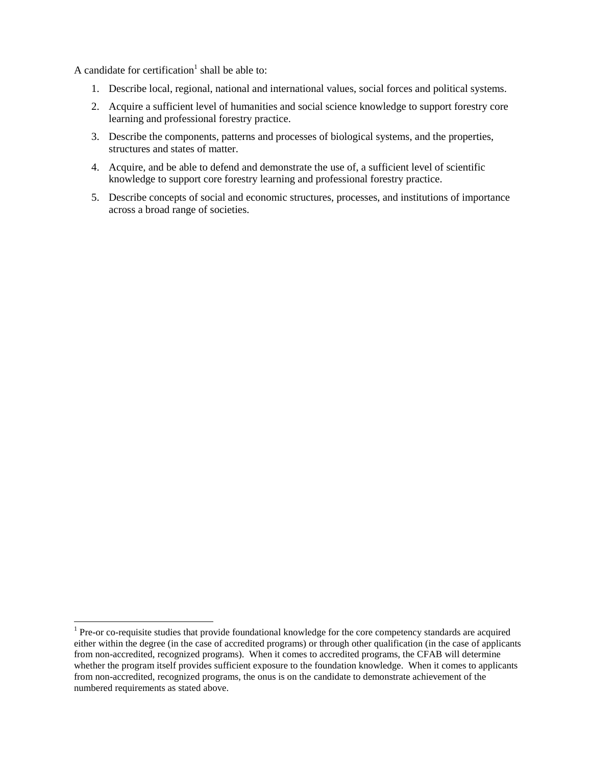A candidate for certification[1] shall be able to:

1. Describe local, regional, national and international values, social forces and political systems.
2. Acquire a sufficient level of humanities and social science knowledge to support forestry core learning and professional forestry practice.
3. Describe the components, patterns and processes of biological systems, and the properties, structures and states of matter.
4. Acquire, and be able to defend and demonstrate the use of, a sufficient level of scientific knowledge to support core forestry learning and professional forestry practice.
5. Describe concepts of social and economic structures, processes, and institutions of importance across a broad range of societies.

---

[1] Pre-or co-requisite studies that provide foundational knowledge for the core competency standards are acquired either within the degree (in the case of accredited programs) or through other qualification (in the case of applicants from non-accredited, recognized programs). When it comes to accredited programs, the CFAB will determine whether the program itself provides sufficient exposure to the foundation knowledge. When it comes to applicants from non-accredited, recognized programs, the onus is on the candidate to demonstrate achievement of the numbered requirements as stated above.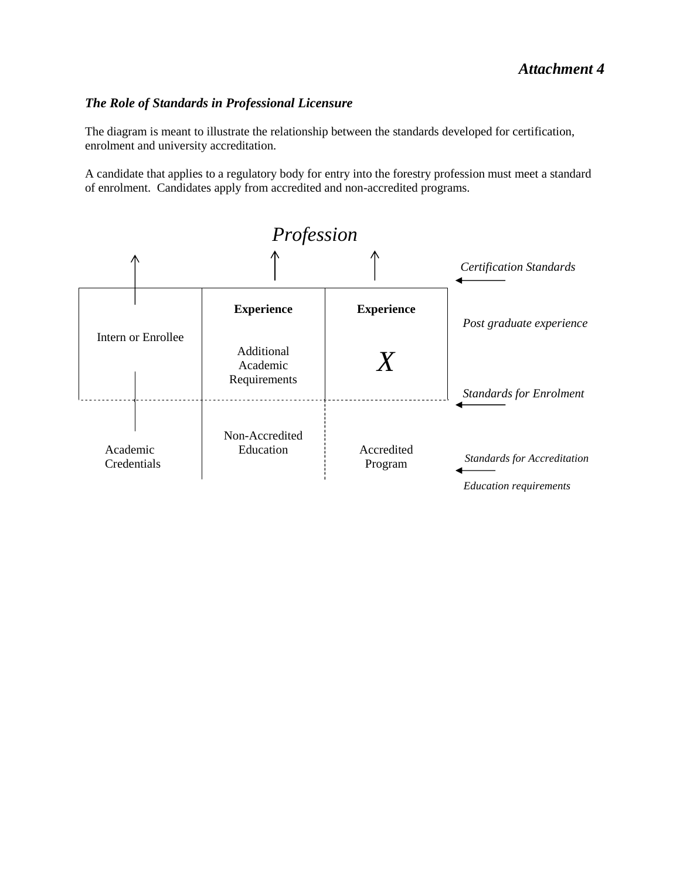*Attachment 4*

***The Role of Standards in Professional Licensure***

The diagram is meant to illustrate the relationship between the standards developed for certification, enrolment and university accreditation.

A candidate that applies to a regulatory body for entry into the forestry profession must meet a standard of enrolment. Candidates apply from accredited and non-accredited programs.

*Profession*

*Certification Standards*

Intern or Enrollee

**Experience**

Additional Academic Requirements

**Experience**

*X*

*Post graduate experience*

*Standards for Enrolment*

Academic Credentials

Non-Accredited Education

Accredited Program

*Standards for Accreditation*

*Education requirements*